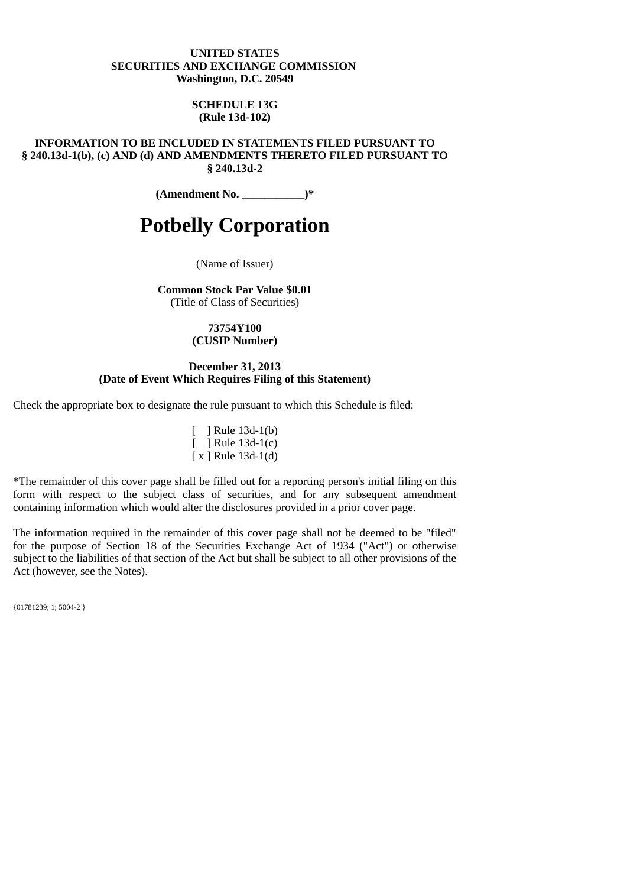**UNITED STATES**
**SECURITIES AND EXCHANGE COMMISSION**
**Washington, D.C. 20549**

**SCHEDULE 13G**
**(Rule 13d-102)**

**INFORMATION TO BE INCLUDED IN STATEMENTS FILED PURSUANT TO § 240.13d-1(b), (c) AND (d) AND AMENDMENTS THERETO FILED PURSUANT TO § 240.13d-2**

**(Amendment No. ___________)***

# Potbelly Corporation

(Name of Issuer)

**Common Stock Par Value $0.01**
(Title of Class of Securities)

**73754Y100**
**(CUSIP Number)**

**December 31, 2013**
**(Date of Event Which Requires Filing of this Statement)**

Check the appropriate box to designate the rule pursuant to which this Schedule is filed:

[ ] Rule 13d-1(b)
[ ] Rule 13d-1(c)
[ x ] Rule 13d-1(d)

*The remainder of this cover page shall be filled out for a reporting person's initial filing on this form with respect to the subject class of securities, and for any subsequent amendment containing information which would alter the disclosures provided in a prior cover page.

The information required in the remainder of this cover page shall not be deemed to be "filed" for the purpose of Section 18 of the Securities Exchange Act of 1934 ("Act") or otherwise subject to the liabilities of that section of the Act but shall be subject to all other provisions of the Act (however, see the Notes).

{01781239; 1; 5004-2 }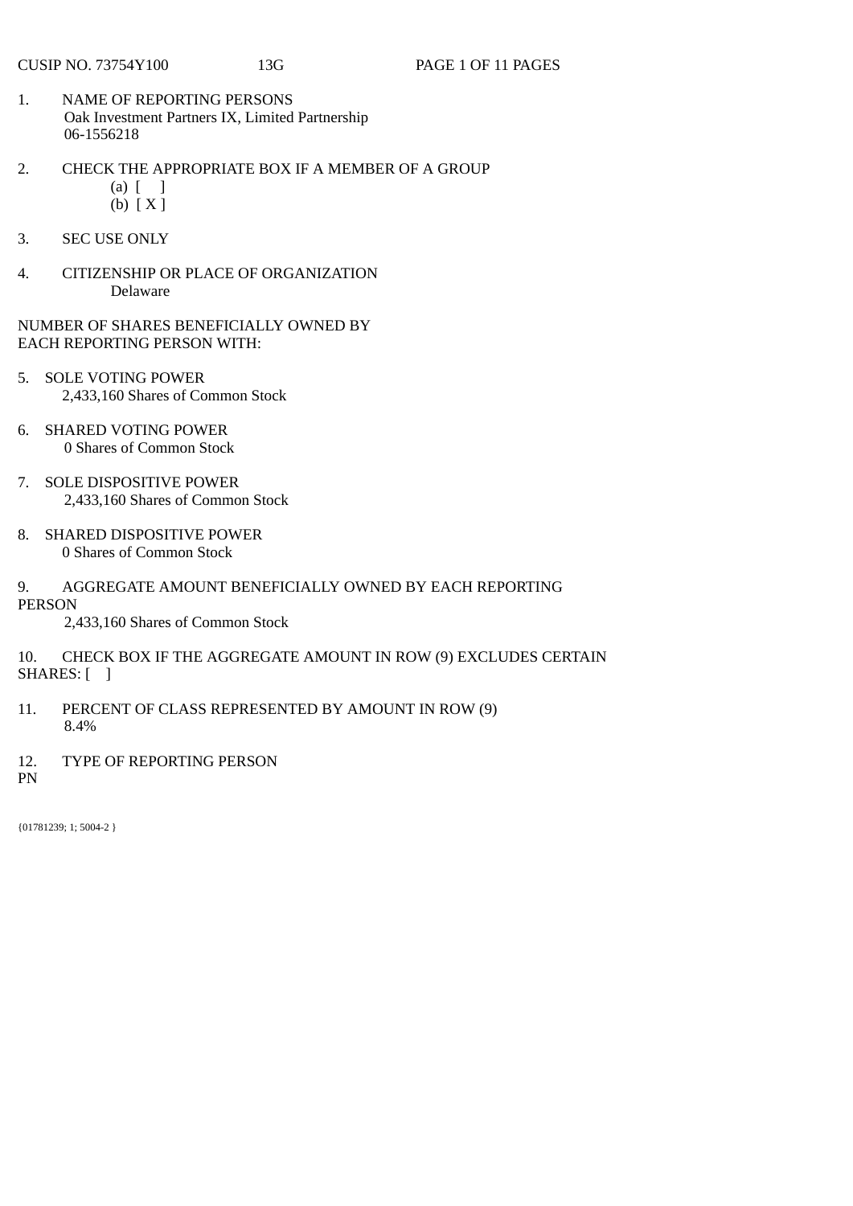CUSIP NO. 73754Y100 13G

1. NAME OF REPORTING PERSONS
 Oak Investment Partners IX, Limited Partnership
 06-1556218

2. CHECK THE APPROPRIATE BOX IF A MEMBER OF A GROUP
 (a) [ ]
 (b) [ X ]

3. SEC USE ONLY

4. CITIZENSHIP OR PLACE OF ORGANIZATION
 Delaware

NUMBER OF SHARES BENEFICIALLY OWNED BY
EACH REPORTING PERSON WITH:

5. SOLE VOTING POWER
 2,433,160 Shares of Common Stock

6. SHARED VOTING POWER
 0 Shares of Common Stock

7. SOLE DISPOSITIVE POWER
 2,433,160 Shares of Common Stock

8. SHARED DISPOSITIVE POWER
 0 Shares of Common Stock

9. AGGREGATE AMOUNT BENEFICIALLY OWNED BY EACH REPORTING PERSON
 2,433,160 Shares of Common Stock

10. CHECK BOX IF THE AGGREGATE AMOUNT IN ROW (9) EXCLUDES CERTAIN SHARES: [ ]

11. PERCENT OF CLASS REPRESENTED BY AMOUNT IN ROW (9)
 8.4%

12. TYPE OF REPORTING PERSON
PN

{01781239; 1; 5004-2 }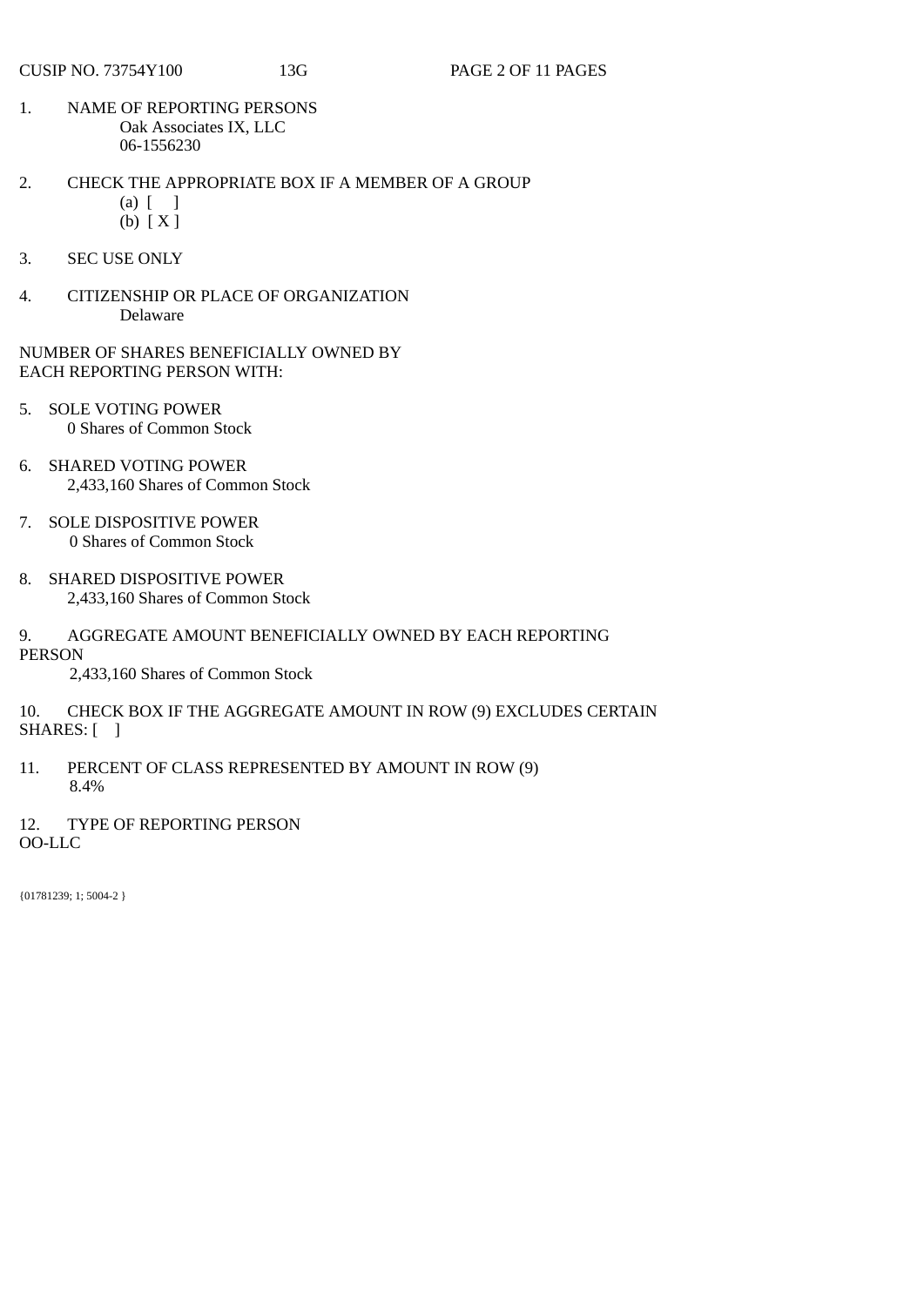CUSIP NO. 73754Y100 13G

1. NAME OF REPORTING PERSONS
   Oak Associates IX, LLC
   06-1556230

2. CHECK THE APPROPRIATE BOX IF A MEMBER OF A GROUP
   (a) [ ]
   (b) [ X ]

3. SEC USE ONLY

4. CITIZENSHIP OR PLACE OF ORGANIZATION
   Delaware

NUMBER OF SHARES BENEFICIALLY OWNED BY EACH REPORTING PERSON WITH:

5. SOLE VOTING POWER
   0 Shares of Common Stock

6. SHARED VOTING POWER
   2,433,160 Shares of Common Stock

7. SOLE DISPOSITIVE POWER
   0 Shares of Common Stock

8. SHARED DISPOSITIVE POWER
   2,433,160 Shares of Common Stock

9. AGGREGATE AMOUNT BENEFICIALLY OWNED BY EACH REPORTING PERSON
   2,433,160 Shares of Common Stock

10. CHECK BOX IF THE AGGREGATE AMOUNT IN ROW (9) EXCLUDES CERTAIN SHARES: [ ]

11. PERCENT OF CLASS REPRESENTED BY AMOUNT IN ROW (9)
    8.4%

12. TYPE OF REPORTING PERSON
    OO-LLC

{01781239; 1; 5004-2 }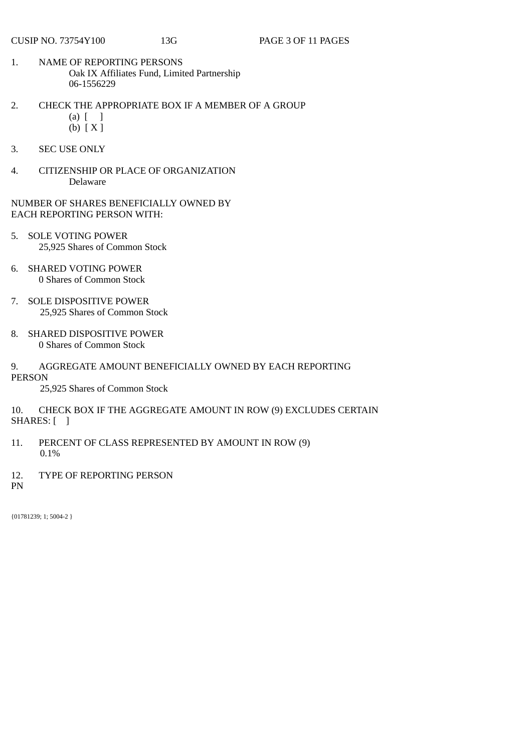CUSIP NO. 73754Y100 13G

1. NAME OF REPORTING PERSONS
   Oak IX Affiliates Fund, Limited Partnership
   06-1556229

2. CHECK THE APPROPRIATE BOX IF A MEMBER OF A GROUP
   (a) [ ]
   (b) [ X ]

3. SEC USE ONLY

4. CITIZENSHIP OR PLACE OF ORGANIZATION
   Delaware

NUMBER OF SHARES BENEFICIALLY OWNED BY EACH REPORTING PERSON WITH:

5. SOLE VOTING POWER
   25,925 Shares of Common Stock

6. SHARED VOTING POWER
   0 Shares of Common Stock

7. SOLE DISPOSITIVE POWER
   25,925 Shares of Common Stock

8. SHARED DISPOSITIVE POWER
   0 Shares of Common Stock

9. AGGREGATE AMOUNT BENEFICIALLY OWNED BY EACH REPORTING PERSON
   25,925 Shares of Common Stock

10. CHECK BOX IF THE AGGREGATE AMOUNT IN ROW (9) EXCLUDES CERTAIN SHARES: [ ]

11. PERCENT OF CLASS REPRESENTED BY AMOUNT IN ROW (9)
   0.1%

12. TYPE OF REPORTING PERSON
   PN

{01781239; 1; 5004-2 }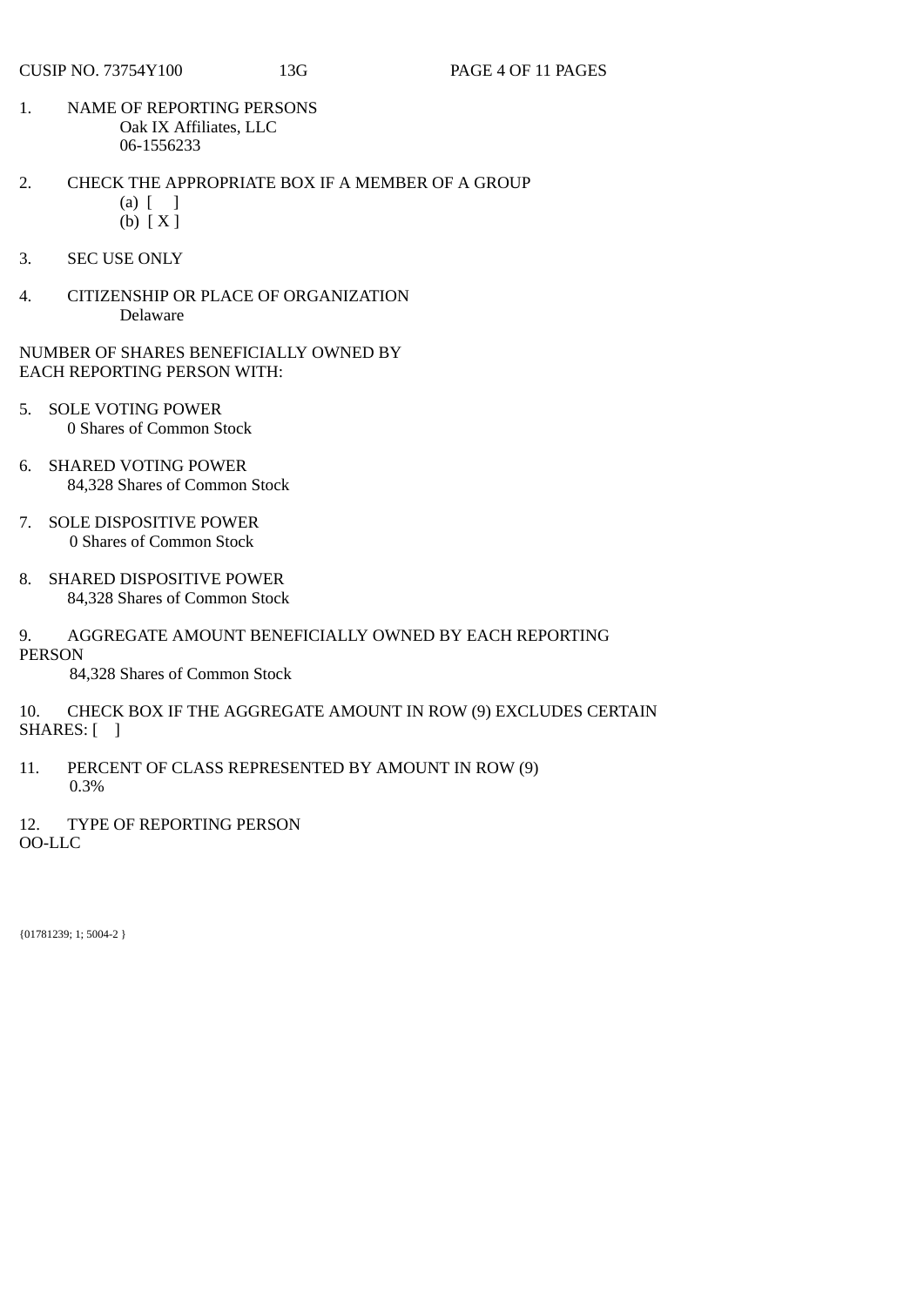CUSIP NO. 73754Y100 13G

1. NAME OF REPORTING PERSONS
   Oak IX Affiliates, LLC
   06-1556233

2. CHECK THE APPROPRIATE BOX IF A MEMBER OF A GROUP
   (a) [ ]
   (b) [ X ]

3. SEC USE ONLY

4. CITIZENSHIP OR PLACE OF ORGANIZATION
   Delaware

NUMBER OF SHARES BENEFICIALLY OWNED BY
EACH REPORTING PERSON WITH:

5. SOLE VOTING POWER
   0 Shares of Common Stock

6. SHARED VOTING POWER
   84,328 Shares of Common Stock

7. SOLE DISPOSITIVE POWER
   0 Shares of Common Stock

8. SHARED DISPOSITIVE POWER
   84,328 Shares of Common Stock

9. AGGREGATE AMOUNT BENEFICIALLY OWNED BY EACH REPORTING PERSON
   84,328 Shares of Common Stock

10. CHECK BOX IF THE AGGREGATE AMOUNT IN ROW (9) EXCLUDES CERTAIN SHARES: [ ]

11. PERCENT OF CLASS REPRESENTED BY AMOUNT IN ROW (9)
    0.3%

12. TYPE OF REPORTING PERSON
    OO-LLC

{01781239; 1; 5004-2 }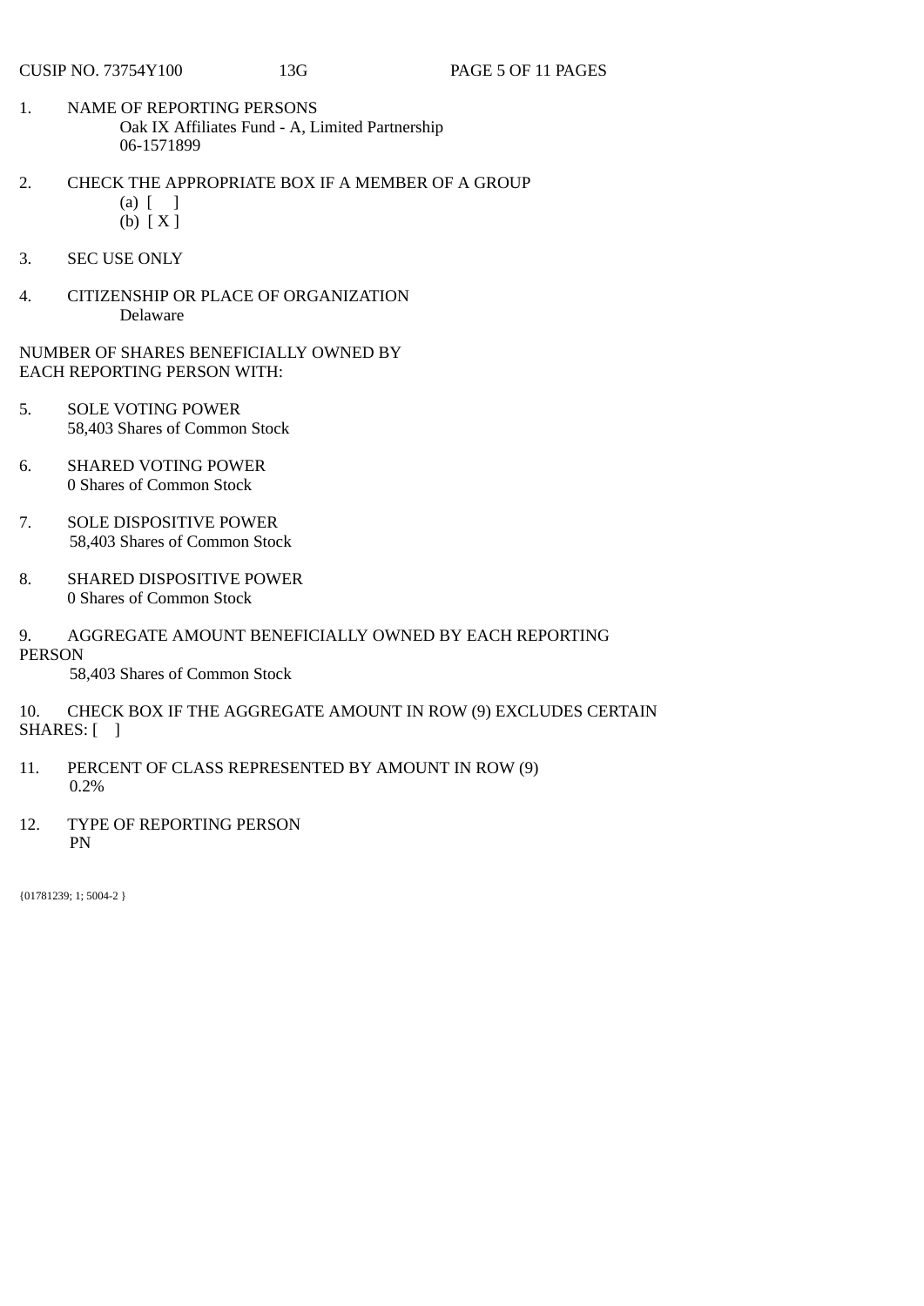CUSIP NO. 73754Y100 13G

1. NAME OF REPORTING PERSONS
   Oak IX Affiliates Fund - A, Limited Partnership
   06-1571899

2. CHECK THE APPROPRIATE BOX IF A MEMBER OF A GROUP
   (a) [ ]
   (b) [ X ]

3. SEC USE ONLY

4. CITIZENSHIP OR PLACE OF ORGANIZATION
   Delaware

NUMBER OF SHARES BENEFICIALLY OWNED BY
EACH REPORTING PERSON WITH:

5. SOLE VOTING POWER
   58,403 Shares of Common Stock

6. SHARED VOTING POWER
   0 Shares of Common Stock

7. SOLE DISPOSITIVE POWER
   58,403 Shares of Common Stock

8. SHARED DISPOSITIVE POWER
   0 Shares of Common Stock

9. AGGREGATE AMOUNT BENEFICIALLY OWNED BY EACH REPORTING PERSON
   58,403 Shares of Common Stock

10. CHECK BOX IF THE AGGREGATE AMOUNT IN ROW (9) EXCLUDES CERTAIN SHARES: [ ]

11. PERCENT OF CLASS REPRESENTED BY AMOUNT IN ROW (9)
    0.2%

12. TYPE OF REPORTING PERSON
    PN

{01781239; 1; 5004-2 }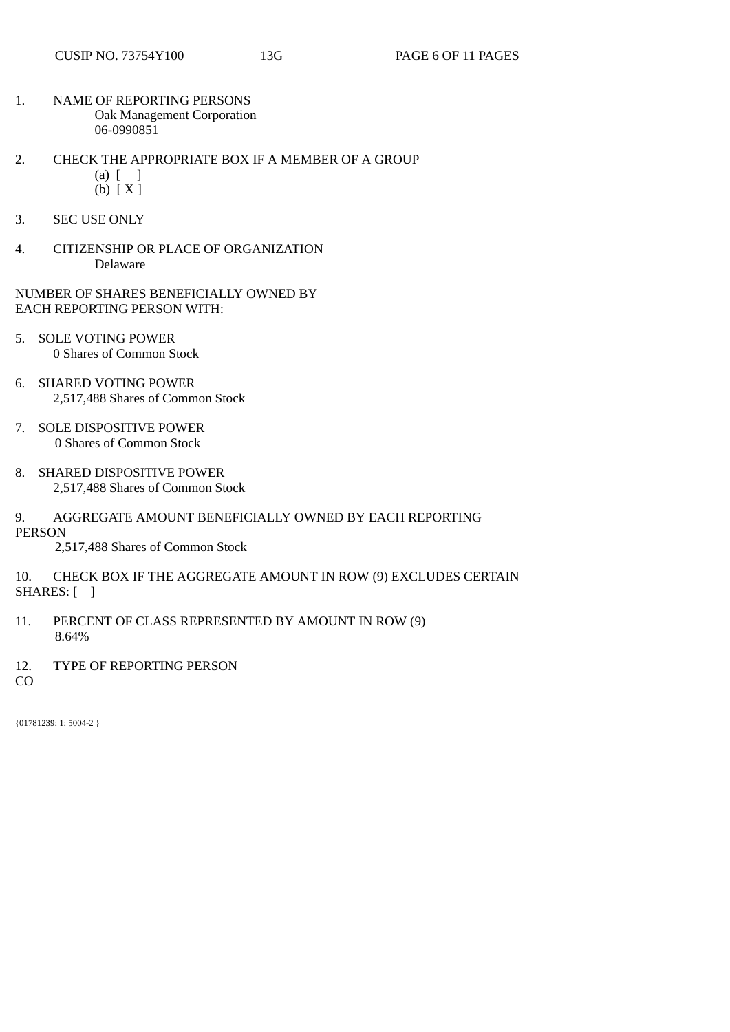1. NAME OF REPORTING PERSONS
   Oak Management Corporation
   06-0990851

2. CHECK THE APPROPRIATE BOX IF A MEMBER OF A GROUP
   (a) [ ]
   (b) [ X ]

3. SEC USE ONLY

4. CITIZENSHIP OR PLACE OF ORGANIZATION
   Delaware

NUMBER OF SHARES BENEFICIALLY OWNED BY EACH REPORTING PERSON WITH:

5. SOLE VOTING POWER
   0 Shares of Common Stock

6. SHARED VOTING POWER
   2,517,488 Shares of Common Stock

7. SOLE DISPOSITIVE POWER
   0 Shares of Common Stock

8. SHARED DISPOSITIVE POWER
   2,517,488 Shares of Common Stock

9. AGGREGATE AMOUNT BENEFICIALLY OWNED BY EACH REPORTING PERSON
   2,517,488 Shares of Common Stock

10. CHECK BOX IF THE AGGREGATE AMOUNT IN ROW (9) EXCLUDES CERTAIN SHARES: [ ]

11. PERCENT OF CLASS REPRESENTED BY AMOUNT IN ROW (9)
    8.64%

12. TYPE OF REPORTING PERSON
    CO

{01781239; 1; 5004-2 }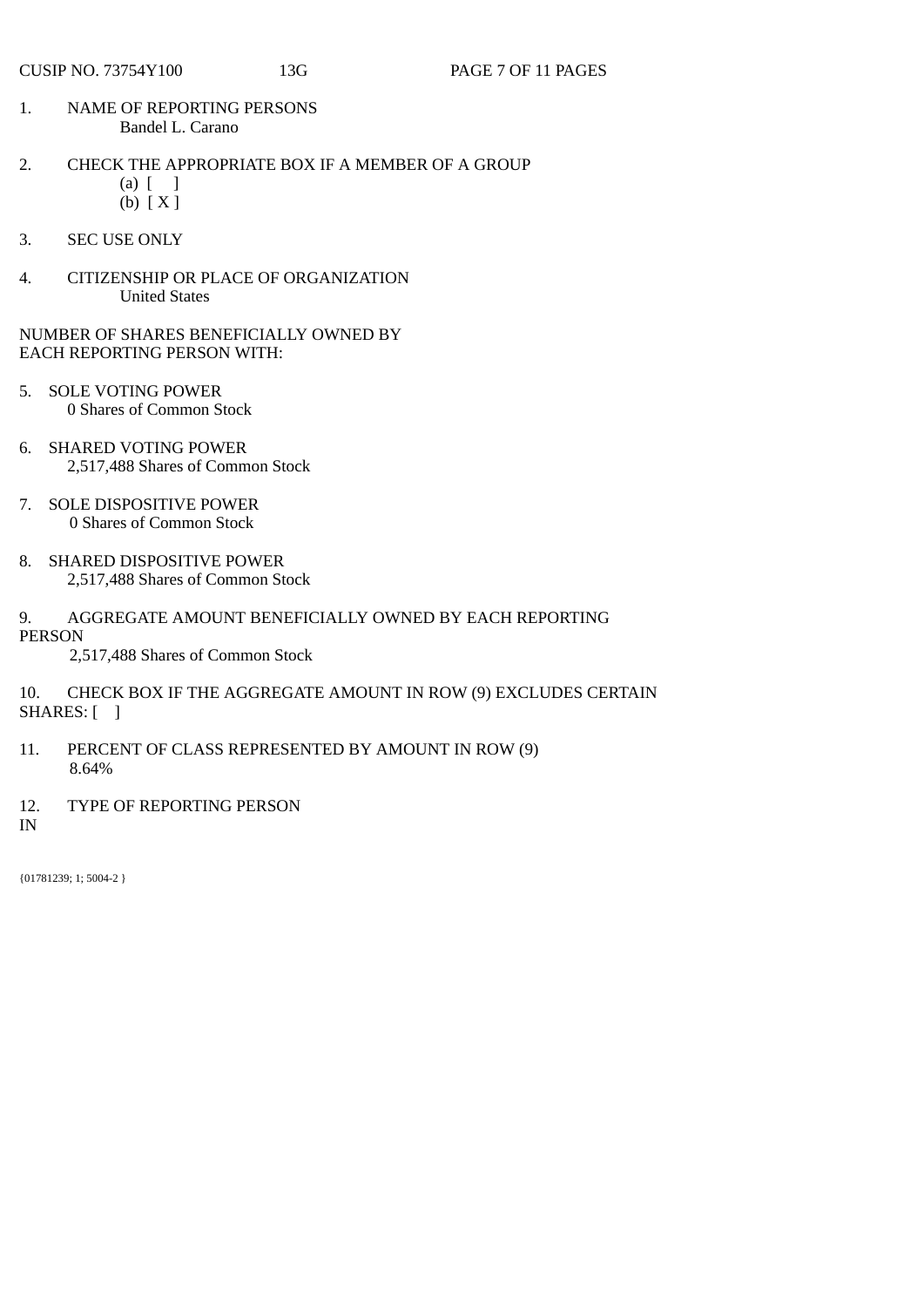1. NAME OF REPORTING PERSONS
   Bandel L. Carano

2. CHECK THE APPROPRIATE BOX IF A MEMBER OF A GROUP
   (a) [ ]
   (b) [ X ]

3. SEC USE ONLY

4. CITIZENSHIP OR PLACE OF ORGANIZATION
   United States

NUMBER OF SHARES BENEFICIALLY OWNED BY
EACH REPORTING PERSON WITH:

5. SOLE VOTING POWER
   0 Shares of Common Stock

6. SHARED VOTING POWER
   2,517,488 Shares of Common Stock

7. SOLE DISPOSITIVE POWER
   0 Shares of Common Stock

8. SHARED DISPOSITIVE POWER
   2,517,488 Shares of Common Stock

9. AGGREGATE AMOUNT BENEFICIALLY OWNED BY EACH REPORTING PERSON
   2,517,488 Shares of Common Stock

10. CHECK BOX IF THE AGGREGATE AMOUNT IN ROW (9) EXCLUDES CERTAIN SHARES: [ ]

11. PERCENT OF CLASS REPRESENTED BY AMOUNT IN ROW (9)
    8.64%

12. TYPE OF REPORTING PERSON
    IN

{01781239; 1; 5004-2 }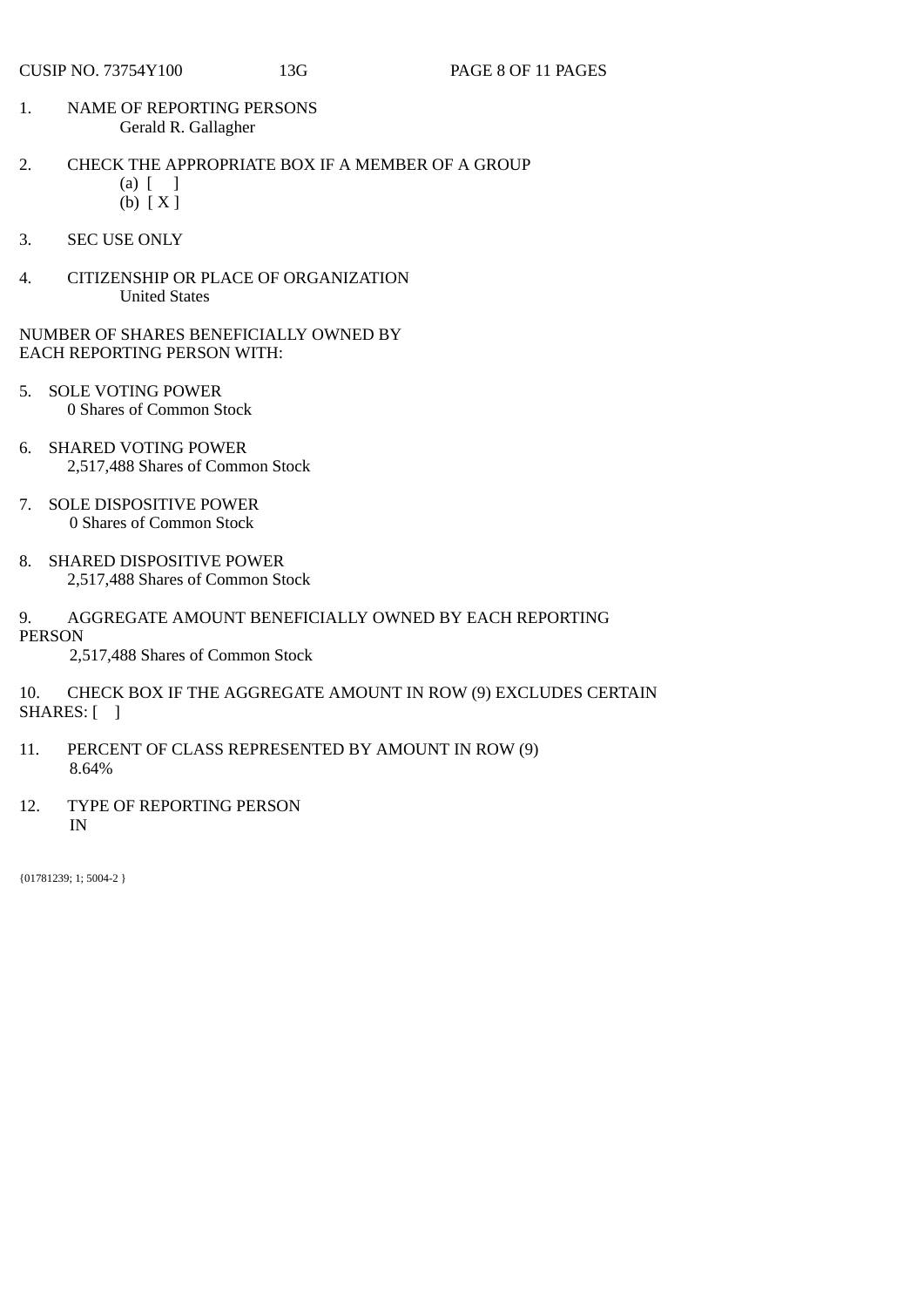CUSIP NO. 73754Y100 13G

1. NAME OF REPORTING PERSONS
   Gerald R. Gallagher

2. CHECK THE APPROPRIATE BOX IF A MEMBER OF A GROUP
   (a) [ ]
   (b) [ X ]

3. SEC USE ONLY

4. CITIZENSHIP OR PLACE OF ORGANIZATION
   United States

NUMBER OF SHARES BENEFICIALLY OWNED BY EACH REPORTING PERSON WITH:

5. SOLE VOTING POWER
   0 Shares of Common Stock

6. SHARED VOTING POWER
   2,517,488 Shares of Common Stock

7. SOLE DISPOSITIVE POWER
   0 Shares of Common Stock

8. SHARED DISPOSITIVE POWER
   2,517,488 Shares of Common Stock

9. AGGREGATE AMOUNT BENEFICIALLY OWNED BY EACH REPORTING PERSON
   2,517,488 Shares of Common Stock

10. CHECK BOX IF THE AGGREGATE AMOUNT IN ROW (9) EXCLUDES CERTAIN SHARES: [ ]

11. PERCENT OF CLASS REPRESENTED BY AMOUNT IN ROW (9)
    8.64%

12. TYPE OF REPORTING PERSON
    IN

{01781239; 1; 5004-2 }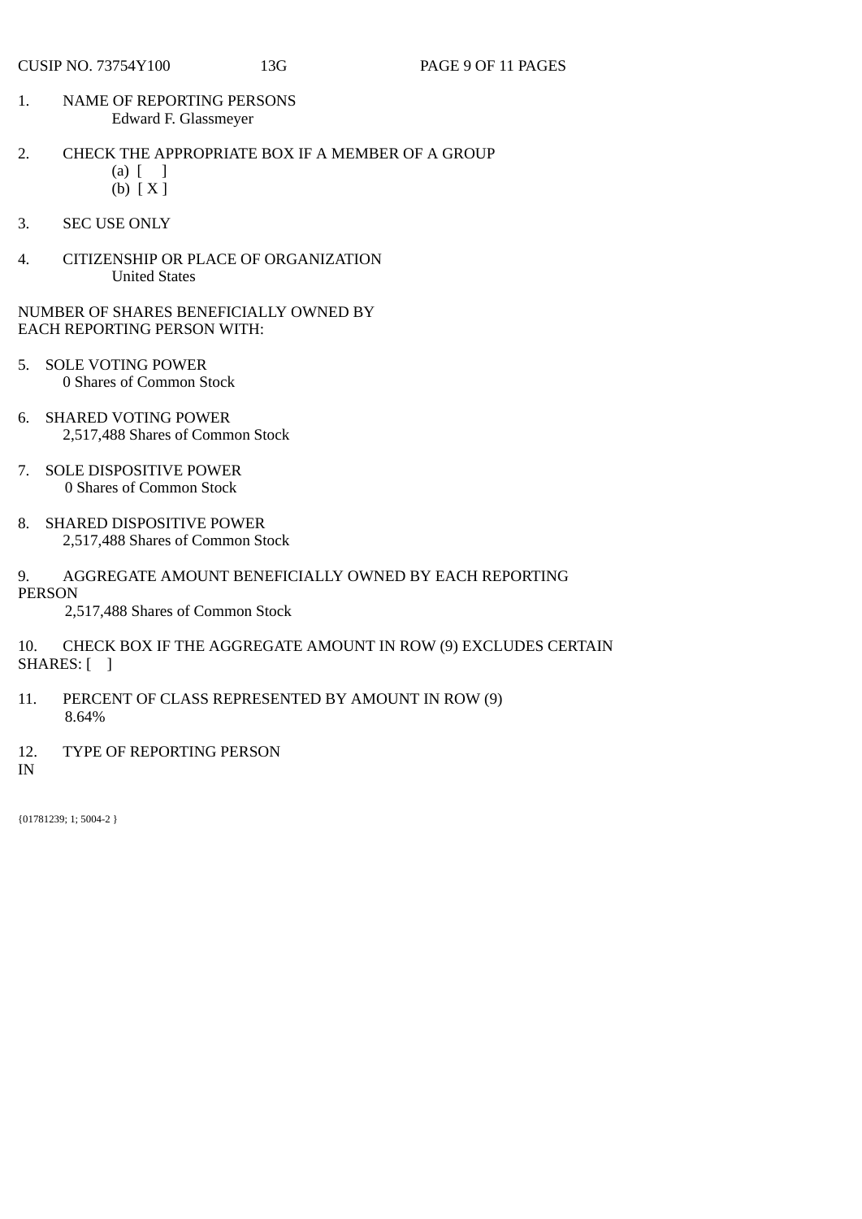CUSIP NO. 73754Y100 13G

1. NAME OF REPORTING PERSONS
   Edward F. Glassmeyer

2. CHECK THE APPROPRIATE BOX IF A MEMBER OF A GROUP
   (a) [ ]
   (b) [ X ]

3. SEC USE ONLY

4. CITIZENSHIP OR PLACE OF ORGANIZATION
   United States

NUMBER OF SHARES BENEFICIALLY OWNED BY
EACH REPORTING PERSON WITH:

5. SOLE VOTING POWER
   0 Shares of Common Stock

6. SHARED VOTING POWER
   2,517,488 Shares of Common Stock

7. SOLE DISPOSITIVE POWER
   0 Shares of Common Stock

8. SHARED DISPOSITIVE POWER
   2,517,488 Shares of Common Stock

9. AGGREGATE AMOUNT BENEFICIALLY OWNED BY EACH REPORTING PERSON
   2,517,488 Shares of Common Stock

10. CHECK BOX IF THE AGGREGATE AMOUNT IN ROW (9) EXCLUDES CERTAIN SHARES: [ ]

11. PERCENT OF CLASS REPRESENTED BY AMOUNT IN ROW (9)
    8.64%

12. TYPE OF REPORTING PERSON
IN

{01781239; 1; 5004-2 }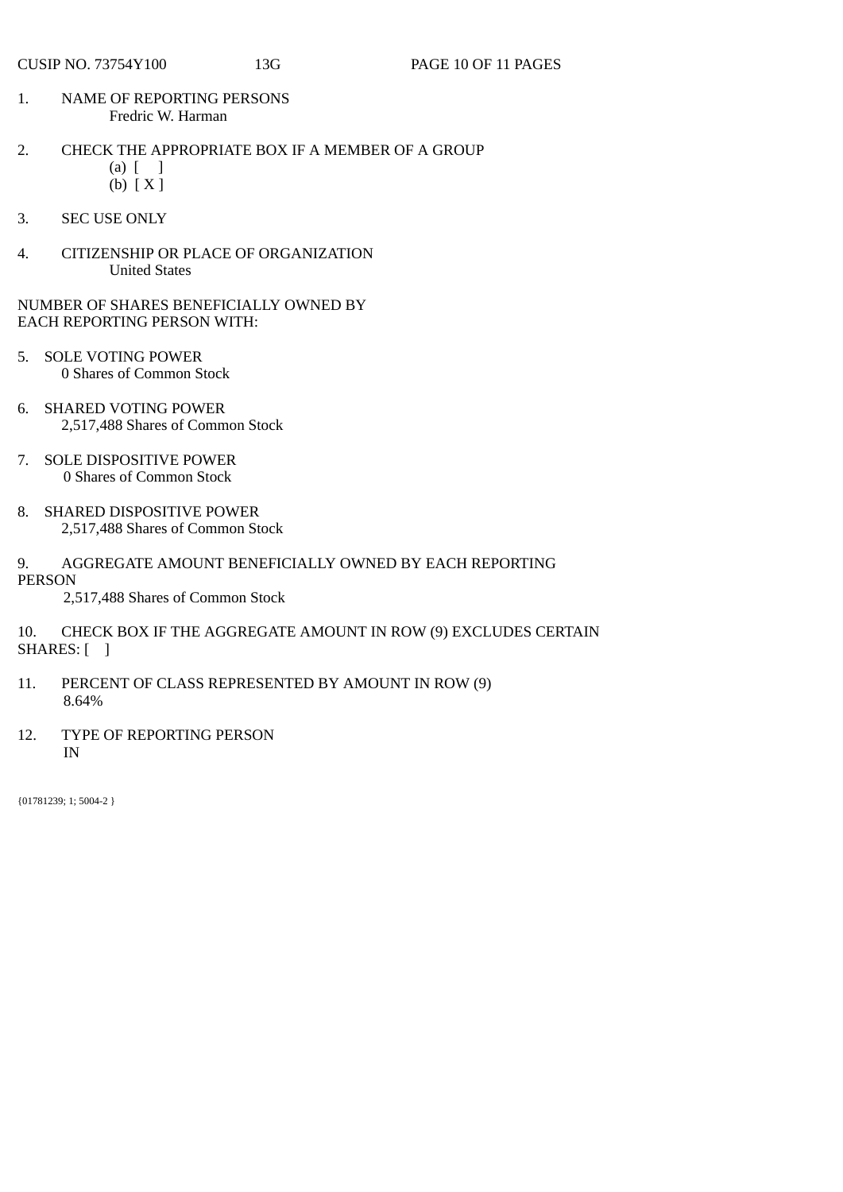CUSIP NO. 73754Y100 13G

1. NAME OF REPORTING PERSONS
   Fredric W. Harman

2. CHECK THE APPROPRIATE BOX IF A MEMBER OF A GROUP
   (a) [ ]
   (b) [ X ]

3. SEC USE ONLY

4. CITIZENSHIP OR PLACE OF ORGANIZATION
   United States

NUMBER OF SHARES BENEFICIALLY OWNED BY
EACH REPORTING PERSON WITH:

5. SOLE VOTING POWER
   0 Shares of Common Stock

6. SHARED VOTING POWER
   2,517,488 Shares of Common Stock

7. SOLE DISPOSITIVE POWER
   0 Shares of Common Stock

8. SHARED DISPOSITIVE POWER
   2,517,488 Shares of Common Stock

9. AGGREGATE AMOUNT BENEFICIALLY OWNED BY EACH REPORTING PERSON
   2,517,488 Shares of Common Stock

10. CHECK BOX IF THE AGGREGATE AMOUNT IN ROW (9) EXCLUDES CERTAIN SHARES: [ ]

11. PERCENT OF CLASS REPRESENTED BY AMOUNT IN ROW (9)
    8.64%

12. TYPE OF REPORTING PERSON
    IN

{01781239; 1; 5004-2 }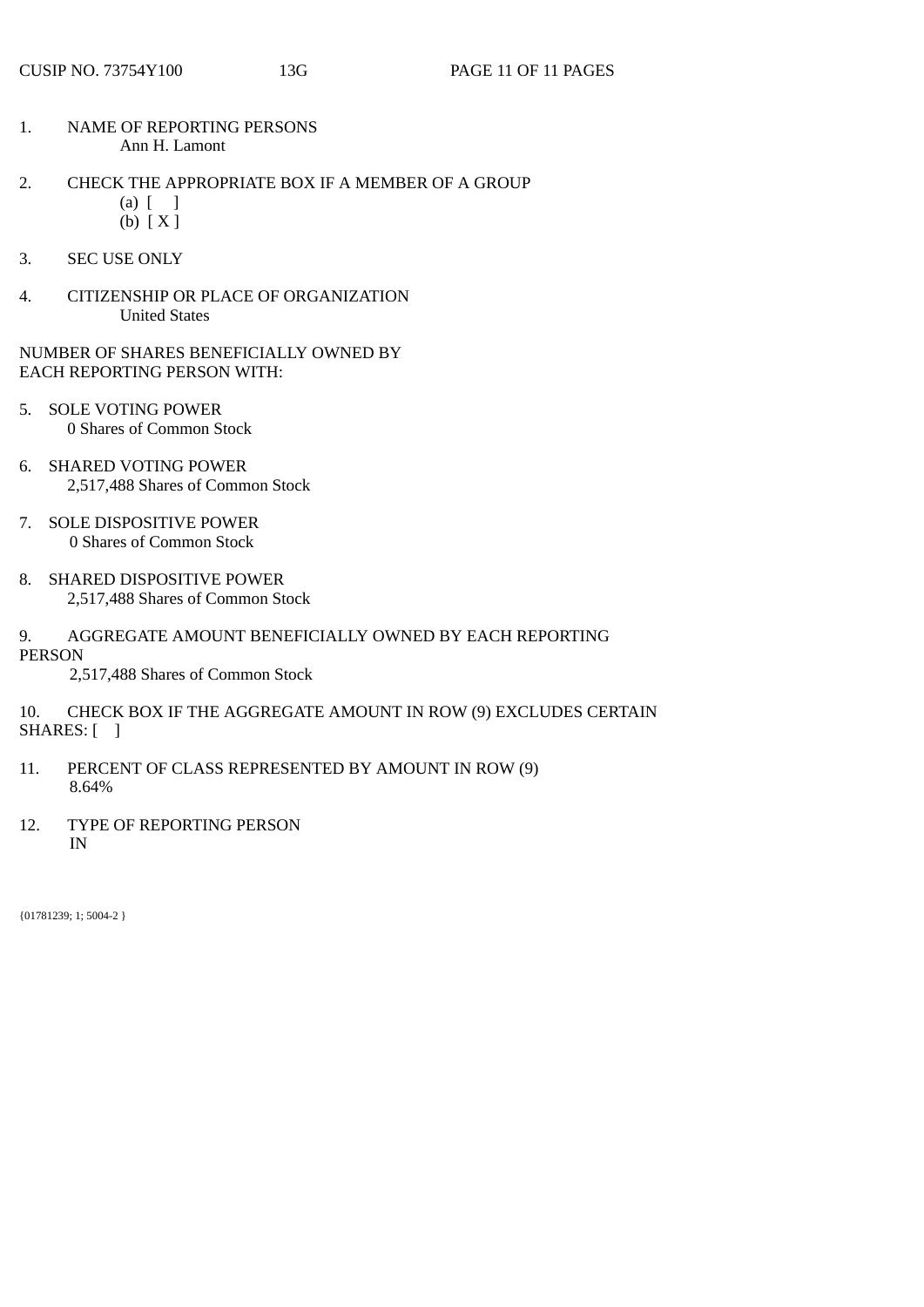CUSIP NO. 73754Y100 13G

1. NAME OF REPORTING PERSONS
   Ann H. Lamont

2. CHECK THE APPROPRIATE BOX IF A MEMBER OF A GROUP
   (a) [ ]
   (b) [ X ]

3. SEC USE ONLY

4. CITIZENSHIP OR PLACE OF ORGANIZATION
   United States

NUMBER OF SHARES BENEFICIALLY OWNED BY EACH REPORTING PERSON WITH:

5. SOLE VOTING POWER
   0 Shares of Common Stock

6. SHARED VOTING POWER
   2,517,488 Shares of Common Stock

7. SOLE DISPOSITIVE POWER
   0 Shares of Common Stock

8. SHARED DISPOSITIVE POWER
   2,517,488 Shares of Common Stock

9. AGGREGATE AMOUNT BENEFICIALLY OWNED BY EACH REPORTING PERSON
   2,517,488 Shares of Common Stock

10. CHECK BOX IF THE AGGREGATE AMOUNT IN ROW (9) EXCLUDES CERTAIN SHARES: [ ]

11. PERCENT OF CLASS REPRESENTED BY AMOUNT IN ROW (9)
    8.64%

12. TYPE OF REPORTING PERSON
    IN

{01781239; 1; 5004-2 }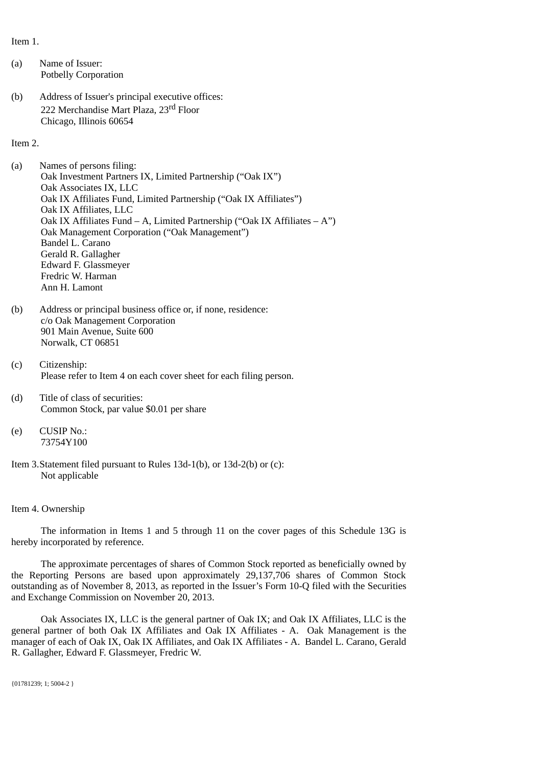Item 1.

(a) Name of Issuer:
Potbelly Corporation

(b) Address of Issuer's principal executive offices:
222 Merchandise Mart Plaza, 23rd Floor
Chicago, Illinois 60654

Item 2.

(a) Names of persons filing:
Oak Investment Partners IX, Limited Partnership (“Oak IX”)
Oak Associates IX, LLC
Oak IX Affiliates Fund, Limited Partnership (“Oak IX Affiliates”)
Oak IX Affiliates, LLC
Oak IX Affiliates Fund – A, Limited Partnership (“Oak IX Affiliates – A”)
Oak Management Corporation (“Oak Management”)
Bandel L. Carano
Gerald R. Gallagher
Edward F. Glassmeyer
Fredric W. Harman
Ann H. Lamont

(b) Address or principal business office or, if none, residence:
c/o Oak Management Corporation
901 Main Avenue, Suite 600
Norwalk, CT 06851

(c) Citizenship:
Please refer to Item 4 on each cover sheet for each filing person.

(d) Title of class of securities:
Common Stock, par value $0.01 per share

(e) CUSIP No.:
73754Y100

Item 3. Statement filed pursuant to Rules 13d-1(b), or 13d-2(b) or (c):
Not applicable

Item 4. Ownership

The information in Items 1 and 5 through 11 on the cover pages of this Schedule 13G is hereby incorporated by reference.

The approximate percentages of shares of Common Stock reported as beneficially owned by the Reporting Persons are based upon approximately 29,137,706 shares of Common Stock outstanding as of November 8, 2013, as reported in the Issuer’s Form 10-Q filed with the Securities and Exchange Commission on November 20, 2013.

Oak Associates IX, LLC is the general partner of Oak IX; and Oak IX Affiliates, LLC is the general partner of both Oak IX Affiliates and Oak IX Affiliates - A. Oak Management is the manager of each of Oak IX, Oak IX Affiliates, and Oak IX Affiliates - A. Bandel L. Carano, Gerald R. Gallagher, Edward F. Glassmeyer, Fredric W.

{01781239; 1; 5004-2 }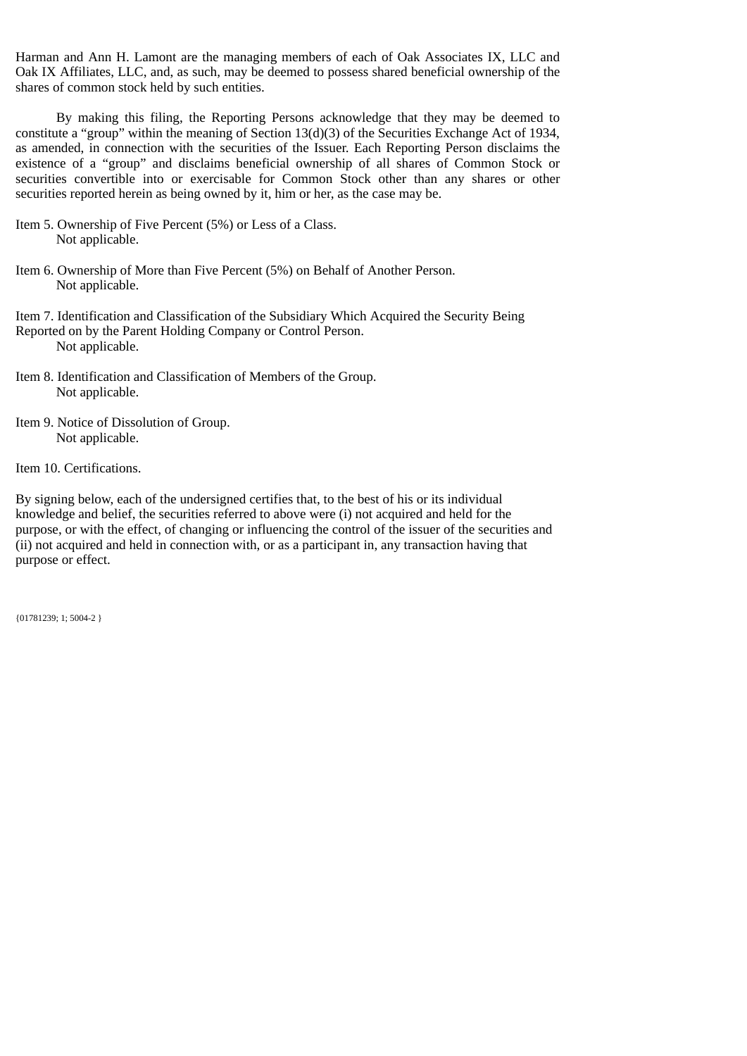Harman and Ann H. Lamont are the managing members of each of Oak Associates IX, LLC and Oak IX Affiliates, LLC, and, as such, may be deemed to possess shared beneficial ownership of the shares of common stock held by such entities.

By making this filing, the Reporting Persons acknowledge that they may be deemed to constitute a "group" within the meaning of Section 13(d)(3) of the Securities Exchange Act of 1934, as amended, in connection with the securities of the Issuer. Each Reporting Person disclaims the existence of a "group" and disclaims beneficial ownership of all shares of Common Stock or securities convertible into or exercisable for Common Stock other than any shares or other securities reported herein as being owned by it, him or her, as the case may be.

Item 5. Ownership of Five Percent (5%) or Less of a Class.
Not applicable.

Item 6. Ownership of More than Five Percent (5%) on Behalf of Another Person.
Not applicable.

Item 7. Identification and Classification of the Subsidiary Which Acquired the Security Being Reported on by the Parent Holding Company or Control Person.
Not applicable.

Item 8. Identification and Classification of Members of the Group.
Not applicable.

Item 9. Notice of Dissolution of Group.
Not applicable.

Item 10. Certifications.

By signing below, each of the undersigned certifies that, to the best of his or its individual knowledge and belief, the securities referred to above were (i) not acquired and held for the purpose, or with the effect, of changing or influencing the control of the issuer of the securities and (ii) not acquired and held in connection with, or as a participant in, any transaction having that purpose or effect.

{01781239; 1; 5004-2 }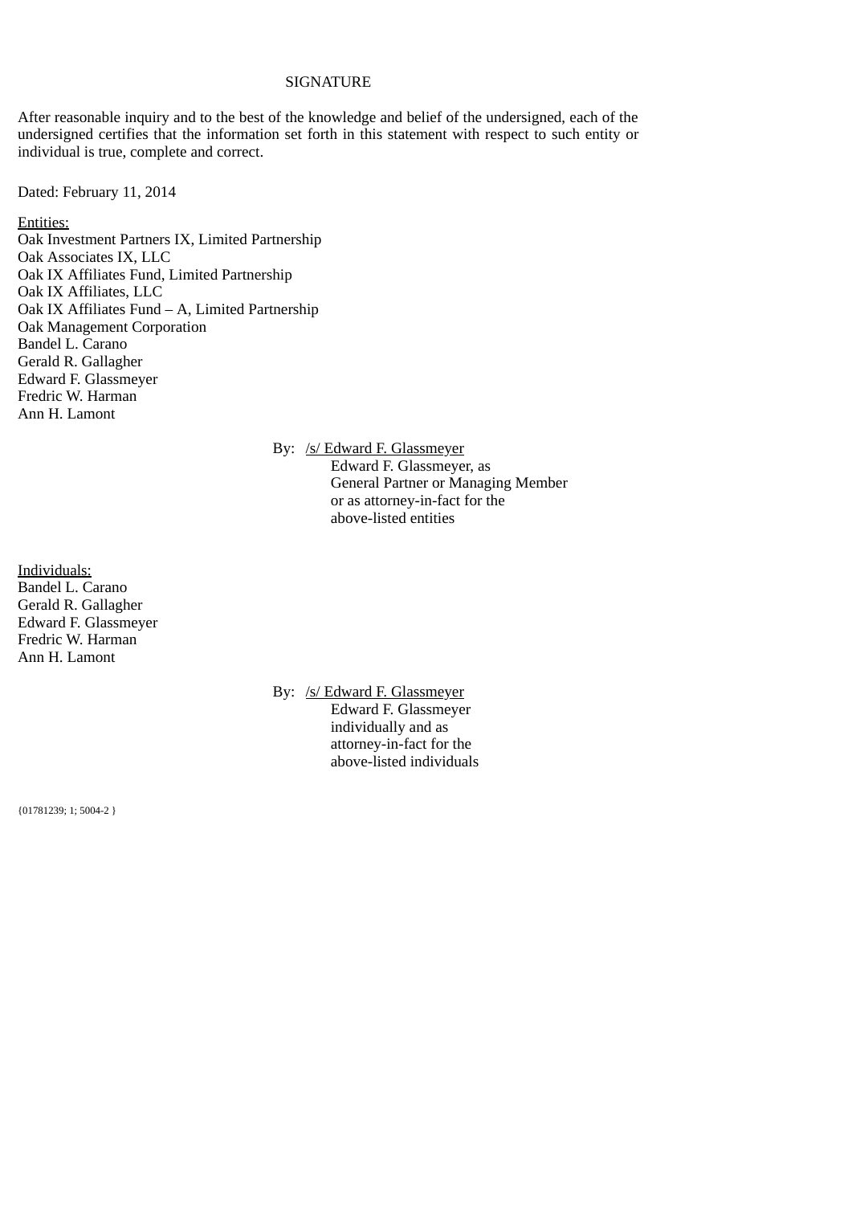SIGNATURE

After reasonable inquiry and to the best of the knowledge and belief of the undersigned, each of the undersigned certifies that the information set forth in this statement with respect to such entity or individual is true, complete and correct.

Dated: February 11, 2014

Entities:
Oak Investment Partners IX, Limited Partnership
Oak Associates IX, LLC
Oak IX Affiliates Fund, Limited Partnership
Oak IX Affiliates, LLC
Oak IX Affiliates Fund – A, Limited Partnership
Oak Management Corporation
Bandel L. Carano
Gerald R. Gallagher
Edward F. Glassmeyer
Fredric W. Harman
Ann H. Lamont

By: /s/ Edward F. Glassmeyer
Edward F. Glassmeyer, as
General Partner or Managing Member
or as attorney-in-fact for the
above-listed entities

Individuals:
Bandel L. Carano
Gerald R. Gallagher
Edward F. Glassmeyer
Fredric W. Harman
Ann H. Lamont

By: /s/ Edward F. Glassmeyer
Edward F. Glassmeyer
individually and as
attorney-in-fact for the
above-listed individuals

{01781239; 1; 5004-2 }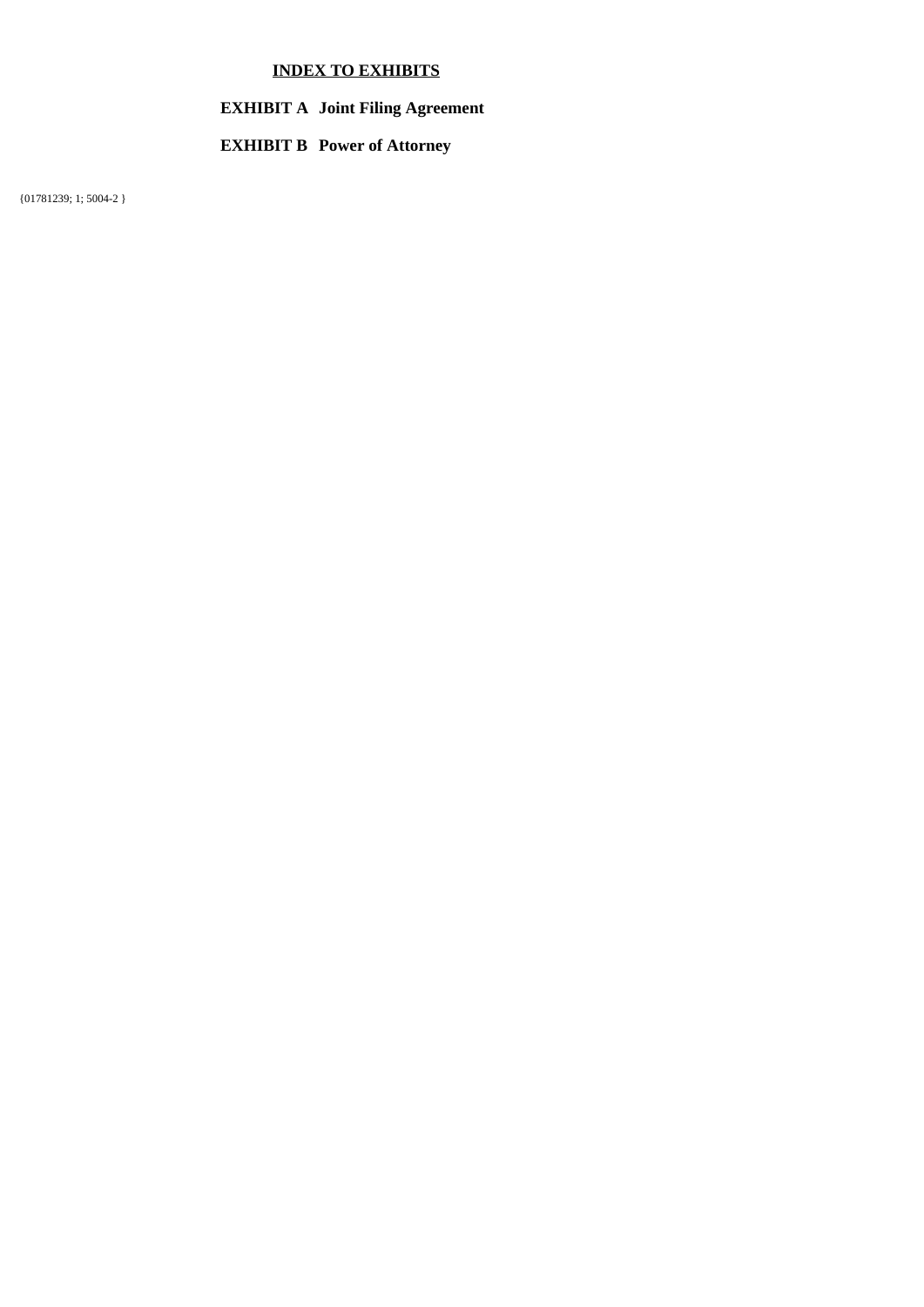## INDEX TO EXHIBITS

**EXHIBIT A Joint Filing Agreement**

**EXHIBIT B Power of Attorney**

{01781239; 1; 5004-2 }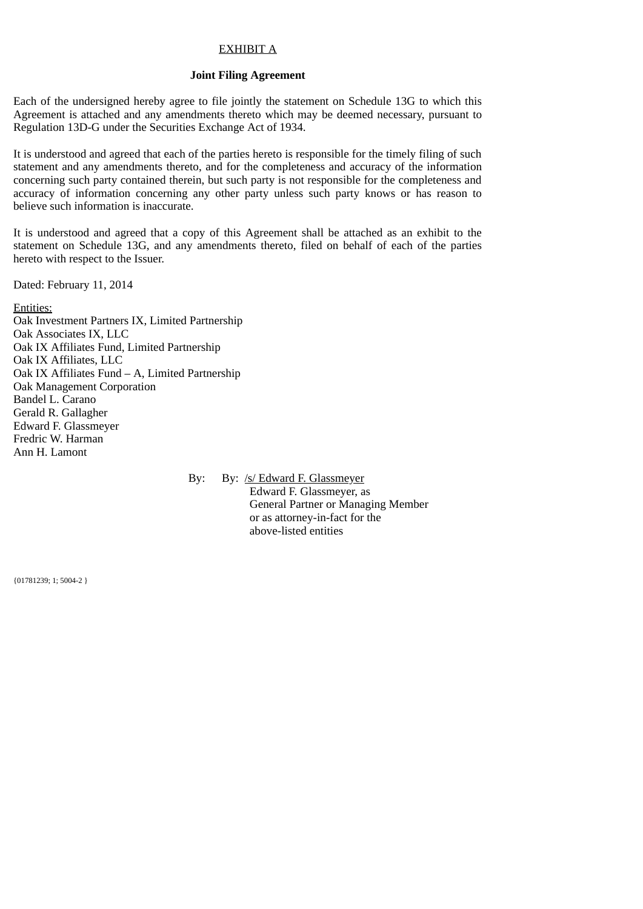EXHIBIT A

**Joint Filing Agreement**

Each of the undersigned hereby agree to file jointly the statement on Schedule 13G to which this Agreement is attached and any amendments thereto which may be deemed necessary, pursuant to Regulation 13D-G under the Securities Exchange Act of 1934.

It is understood and agreed that each of the parties hereto is responsible for the timely filing of such statement and any amendments thereto, and for the completeness and accuracy of the information concerning such party contained therein, but such party is not responsible for the completeness and accuracy of information concerning any other party unless such party knows or has reason to believe such information is inaccurate.

It is understood and agreed that a copy of this Agreement shall be attached as an exhibit to the statement on Schedule 13G, and any amendments thereto, filed on behalf of each of the parties hereto with respect to the Issuer.

Dated: February 11, 2014

Entities:
Oak Investment Partners IX, Limited Partnership
Oak Associates IX, LLC
Oak IX Affiliates Fund, Limited Partnership
Oak IX Affiliates, LLC
Oak IX Affiliates Fund – A, Limited Partnership
Oak Management Corporation
Bandel L. Carano
Gerald R. Gallagher
Edward F. Glassmeyer
Fredric W. Harman
Ann H. Lamont

By: By: /s/ Edward F. Glassmeyer
Edward F. Glassmeyer, as
General Partner or Managing Member
or as attorney-in-fact for the
above-listed entities

{01781239; 1; 5004-2 }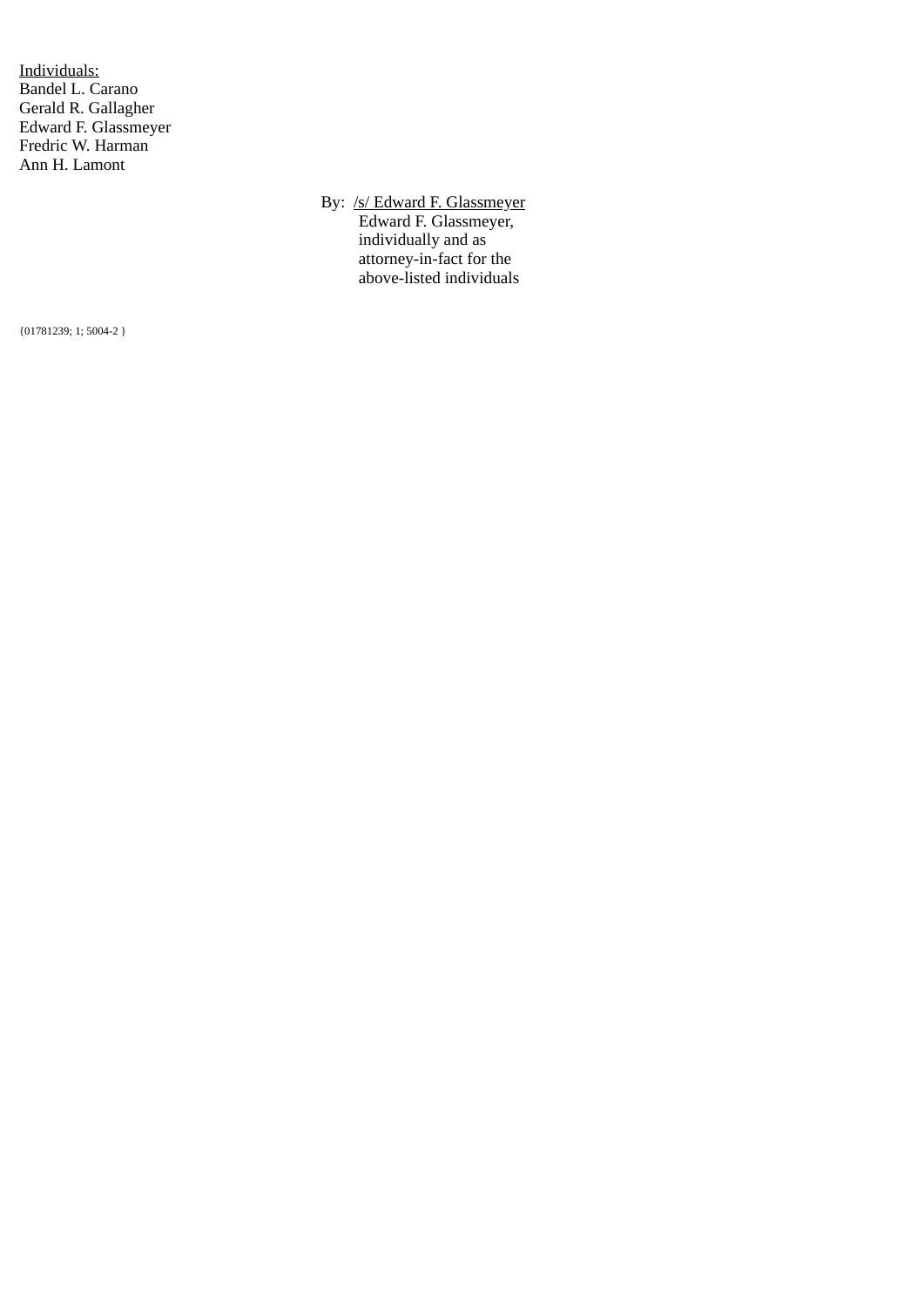Individuals:
Bandel L. Carano
Gerald R. Gallagher
Edward F. Glassmeyer
Fredric W. Harman
Ann H. Lamont

By: /s/ Edward F. Glassmeyer
Edward F. Glassmeyer,
individually and as
attorney-in-fact for the
above-listed individuals

{01781239; 1; 5004-2 }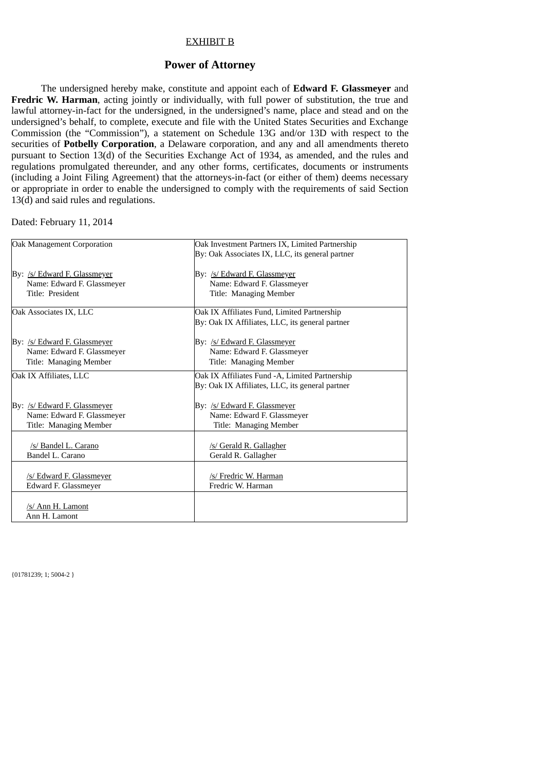EXHIBIT B

# Power of Attorney

The undersigned hereby make, constitute and appoint each of **Edward F. Glassmeyer** and **Fredric W. Harman**, acting jointly or individually, with full power of substitution, the true and lawful attorney-in-fact for the undersigned, in the undersigned's name, place and stead and on the undersigned's behalf, to complete, execute and file with the United States Securities and Exchange Commission (the "Commission"), a statement on Schedule 13G and/or 13D with respect to the securities of **Potbelly Corporation**, a Delaware corporation, and any and all amendments thereto pursuant to Section 13(d) of the Securities Exchange Act of 1934, as amended, and the rules and regulations promulgated thereunder, and any other forms, certificates, documents or instruments (including a Joint Filing Agreement) that the attorneys-in-fact (or either of them) deems necessary or appropriate in order to enable the undersigned to comply with the requirements of said Section 13(d) and said rules and regulations.

Dated: February 11, 2014

| | |
|---|---|
| Oak Management Corporation<br><br>By: /s/ Edward F. Glassmeyer<br>Name: Edward F. Glassmeyer<br>Title: President | Oak Investment Partners IX, Limited Partnership<br>By: Oak Associates IX, LLC, its general partner<br><br>By: /s/ Edward F. Glassmeyer<br>Name: Edward F. Glassmeyer<br>Title: Managing Member |
| Oak Associates IX, LLC<br><br>By: /s/ Edward F. Glassmeyer<br>Name: Edward F. Glassmeyer<br>Title: Managing Member | Oak IX Affiliates Fund, Limited Partnership<br>By: Oak IX Affiliates, LLC, its general partner<br><br>By: /s/ Edward F. Glassmeyer<br>Name: Edward F. Glassmeyer<br>Title: Managing Member |
| Oak IX Affiliates, LLC<br><br>By: /s/ Edward F. Glassmeyer<br>Name: Edward F. Glassmeyer<br>Title: Managing Member | Oak IX Affiliates Fund -A, Limited Partnership<br>By: Oak IX Affiliates, LLC, its general partner<br><br>By: /s/ Edward F. Glassmeyer<br>Name: Edward F. Glassmeyer<br>Title: Managing Member |
| /s/ Bandel L. Carano<br>Bandel L. Carano | /s/ Gerald R. Gallagher<br>Gerald R. Gallagher |
| /s/ Edward F. Glassmeyer<br>Edward F. Glassmeyer | /s/ Fredric W. Harman<br>Fredric W. Harman |
| /s/ Ann H. Lamont<br>Ann H. Lamont | |

{01781239; 1; 5004-2 }